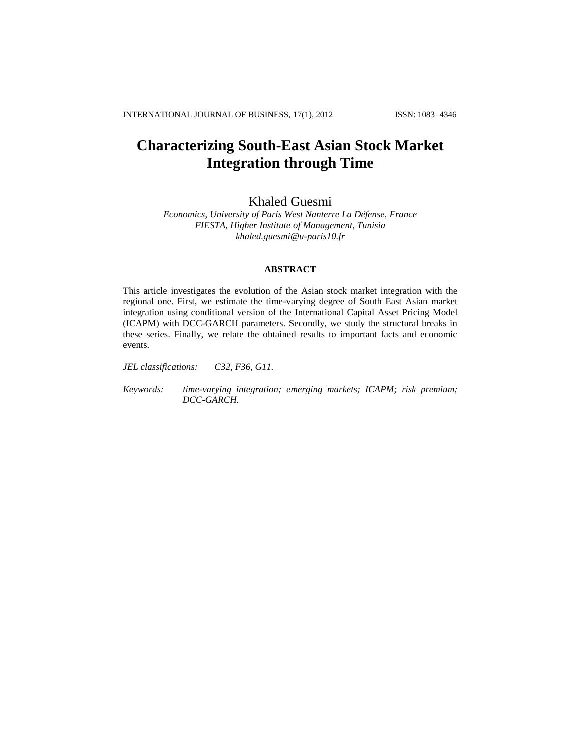# Characterizing South-East Asian Stock Market Integration through Time

Khaled Guesmi

*Economics, University of Paris West Nanterre La Défense, France*
*FIESTA, Higher Institute of Management, Tunisia*
*khaled.guesmi@u-paris10.fr*

### ABSTRACT

This article investigates the evolution of the Asian stock market integration with the regional one. First, we estimate the time-varying degree of South East Asian market integration using conditional version of the International Capital Asset Pricing Model (ICAPM) with DCC-GARCH parameters. Secondly, we study the structural breaks in these series. Finally, we relate the obtained results to important facts and economic events.

*JEL classifications:* C32, F36, G11.

*Keywords:* time-varying integration; emerging markets; ICAPM; risk premium; DCC-GARCH.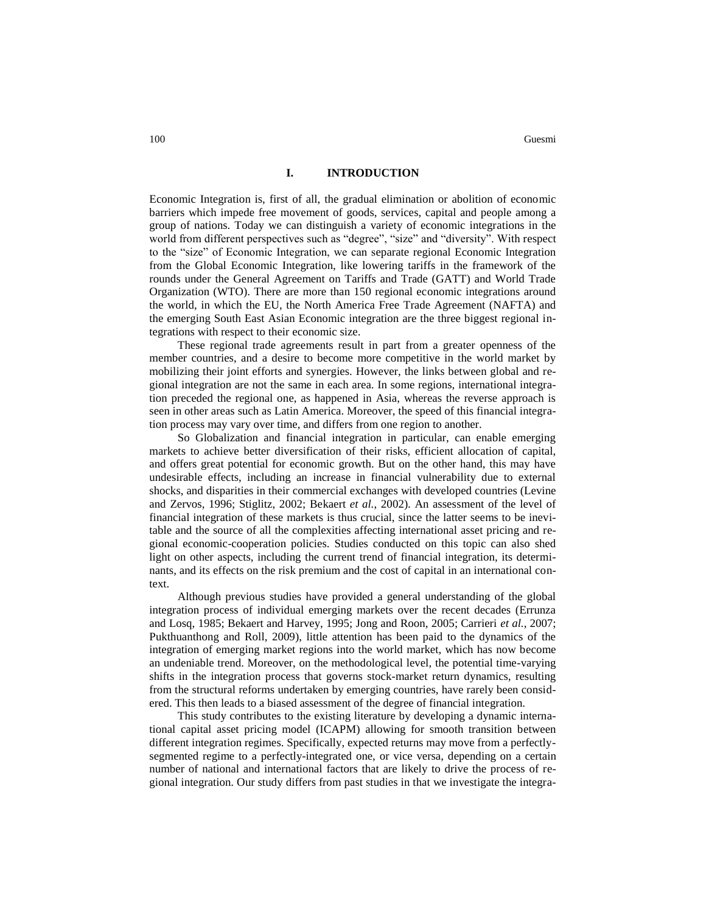## I. INTRODUCTION

Economic Integration is, first of all, the gradual elimination or abolition of economic barriers which impede free movement of goods, services, capital and people among a group of nations. Today we can distinguish a variety of economic integrations in the world from different perspectives such as "degree", "size" and "diversity". With respect to the "size" of Economic Integration, we can separate regional Economic Integration from the Global Economic Integration, like lowering tariffs in the framework of the rounds under the General Agreement on Tariffs and Trade (GATT) and World Trade Organization (WTO). There are more than 150 regional economic integrations around the world, in which the EU, the North America Free Trade Agreement (NAFTA) and the emerging South East Asian Economic integration are the three biggest regional integrations with respect to their economic size.

These regional trade agreements result in part from a greater openness of the member countries, and a desire to become more competitive in the world market by mobilizing their joint efforts and synergies. However, the links between global and regional integration are not the same in each area. In some regions, international integration preceded the regional one, as happened in Asia, whereas the reverse approach is seen in other areas such as Latin America. Moreover, the speed of this financial integration process may vary over time, and differs from one region to another.

So Globalization and financial integration in particular, can enable emerging markets to achieve better diversification of their risks, efficient allocation of capital, and offers great potential for economic growth. But on the other hand, this may have undesirable effects, including an increase in financial vulnerability due to external shocks, and disparities in their commercial exchanges with developed countries (Levine and Zervos, 1996; Stiglitz, 2002; Bekaert *et al.*, 2002). An assessment of the level of financial integration of these markets is thus crucial, since the latter seems to be inevitable and the source of all the complexities affecting international asset pricing and regional economic-cooperation policies. Studies conducted on this topic can also shed light on other aspects, including the current trend of financial integration, its determinants, and its effects on the risk premium and the cost of capital in an international context.

Although previous studies have provided a general understanding of the global integration process of individual emerging markets over the recent decades (Errunza and Losq, 1985; Bekaert and Harvey, 1995; Jong and Roon, 2005; Carrieri *et al.*, 2007; Pukthuanthong and Roll, 2009), little attention has been paid to the dynamics of the integration of emerging market regions into the world market, which has now become an undeniable trend. Moreover, on the methodological level, the potential time-varying shifts in the integration process that governs stock-market return dynamics, resulting from the structural reforms undertaken by emerging countries, have rarely been considered. This then leads to a biased assessment of the degree of financial integration.

This study contributes to the existing literature by developing a dynamic international capital asset pricing model (ICAPM) allowing for smooth transition between different integration regimes. Specifically, expected returns may move from a perfectly-segmented regime to a perfectly-integrated one, or vice versa, depending on a certain number of national and international factors that are likely to drive the process of regional integration. Our study differs from past studies in that we investigate the integra-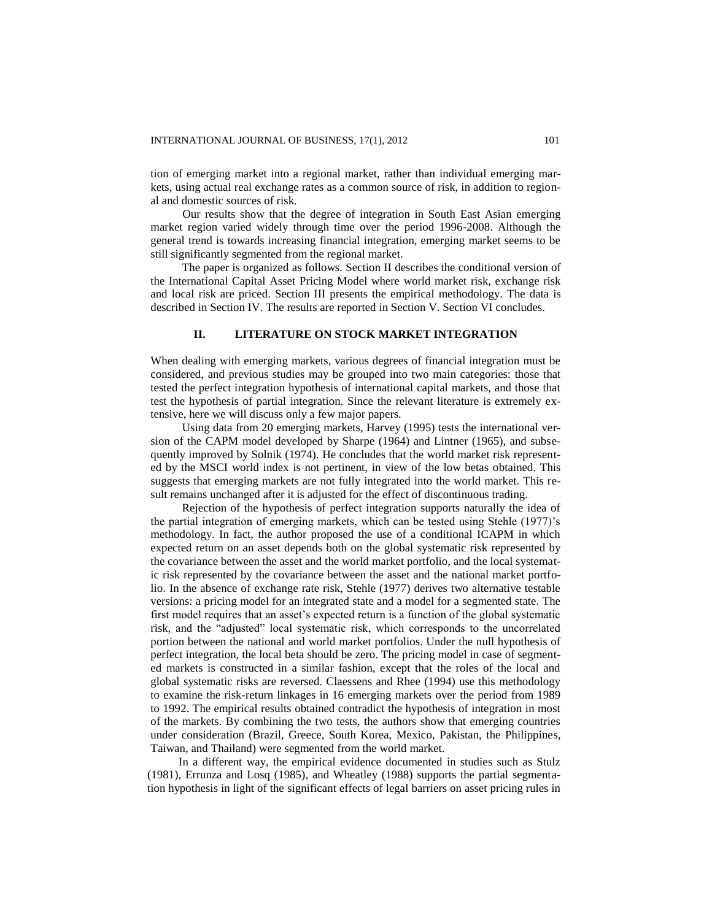tion of emerging market into a regional market, rather than individual emerging markets, using actual real exchange rates as a common source of risk, in addition to regional and domestic sources of risk.

Our results show that the degree of integration in South East Asian emerging market region varied widely through time over the period 1996-2008. Although the general trend is towards increasing financial integration, emerging market seems to be still significantly segmented from the regional market.

The paper is organized as follows. Section II describes the conditional version of the International Capital Asset Pricing Model where world market risk, exchange risk and local risk are priced. Section III presents the empirical methodology. The data is described in Section IV. The results are reported in Section V. Section VI concludes.

## II. LITERATURE ON STOCK MARKET INTEGRATION

When dealing with emerging markets, various degrees of financial integration must be considered, and previous studies may be grouped into two main categories: those that tested the perfect integration hypothesis of international capital markets, and those that test the hypothesis of partial integration. Since the relevant literature is extremely extensive, here we will discuss only a few major papers.

Using data from 20 emerging markets, Harvey (1995) tests the international version of the CAPM model developed by Sharpe (1964) and Lintner (1965), and subsequently improved by Solnik (1974). He concludes that the world market risk represented by the MSCI world index is not pertinent, in view of the low betas obtained. This suggests that emerging markets are not fully integrated into the world market. This result remains unchanged after it is adjusted for the effect of discontinuous trading.

Rejection of the hypothesis of perfect integration supports naturally the idea of the partial integration of emerging markets, which can be tested using Stehle (1977)'s methodology. In fact, the author proposed the use of a conditional ICAPM in which expected return on an asset depends both on the global systematic risk represented by the covariance between the asset and the world market portfolio, and the local systematic risk represented by the covariance between the asset and the national market portfolio. In the absence of exchange rate risk, Stehle (1977) derives two alternative testable versions: a pricing model for an integrated state and a model for a segmented state. The first model requires that an asset's expected return is a function of the global systematic risk, and the "adjusted" local systematic risk, which corresponds to the uncorrelated portion between the national and world market portfolios. Under the null hypothesis of perfect integration, the local beta should be zero. The pricing model in case of segmented markets is constructed in a similar fashion, except that the roles of the local and global systematic risks are reversed. Claessens and Rhee (1994) use this methodology to examine the risk-return linkages in 16 emerging markets over the period from 1989 to 1992. The empirical results obtained contradict the hypothesis of integration in most of the markets. By combining the two tests, the authors show that emerging countries under consideration (Brazil, Greece, South Korea, Mexico, Pakistan, the Philippines, Taiwan, and Thailand) were segmented from the world market.

In a different way, the empirical evidence documented in studies such as Stulz (1981), Errunza and Losq (1985), and Wheatley (1988) supports the partial segmentation hypothesis in light of the significant effects of legal barriers on asset pricing rules in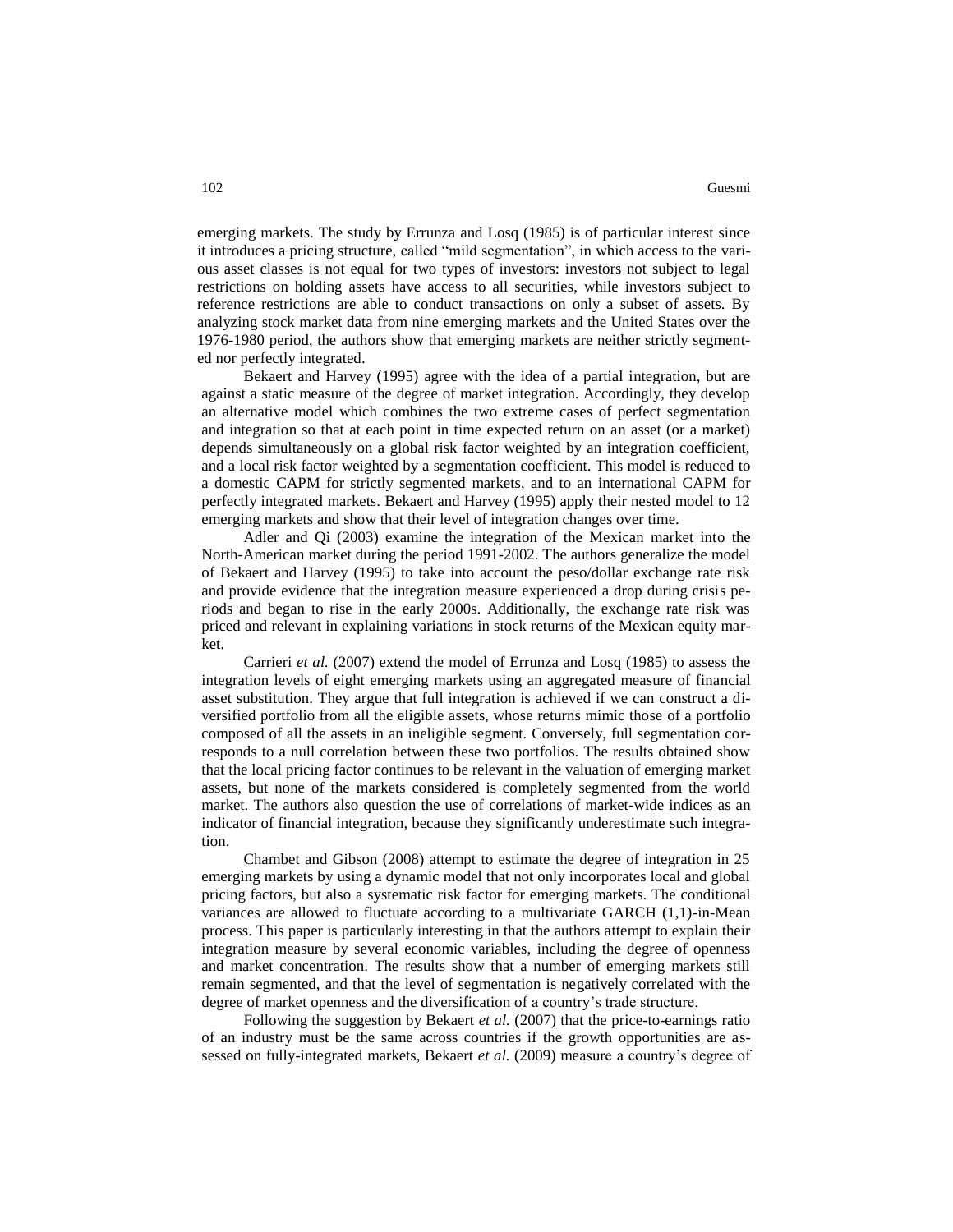emerging markets. The study by Errunza and Losq (1985) is of particular interest since it introduces a pricing structure, called "mild segmentation", in which access to the various asset classes is not equal for two types of investors: investors not subject to legal restrictions on holding assets have access to all securities, while investors subject to reference restrictions are able to conduct transactions on only a subset of assets. By analyzing stock market data from nine emerging markets and the United States over the 1976-1980 period, the authors show that emerging markets are neither strictly segmented nor perfectly integrated.

Bekaert and Harvey (1995) agree with the idea of a partial integration, but are against a static measure of the degree of market integration. Accordingly, they develop an alternative model which combines the two extreme cases of perfect segmentation and integration so that at each point in time expected return on an asset (or a market) depends simultaneously on a global risk factor weighted by an integration coefficient, and a local risk factor weighted by a segmentation coefficient. This model is reduced to a domestic CAPM for strictly segmented markets, and to an international CAPM for perfectly integrated markets. Bekaert and Harvey (1995) apply their nested model to 12 emerging markets and show that their level of integration changes over time.

Adler and Qi (2003) examine the integration of the Mexican market into the North-American market during the period 1991-2002. The authors generalize the model of Bekaert and Harvey (1995) to take into account the peso/dollar exchange rate risk and provide evidence that the integration measure experienced a drop during crisis periods and began to rise in the early 2000s. Additionally, the exchange rate risk was priced and relevant in explaining variations in stock returns of the Mexican equity market.

Carrieri *et al.* (2007) extend the model of Errunza and Losq (1985) to assess the integration levels of eight emerging markets using an aggregated measure of financial asset substitution. They argue that full integration is achieved if we can construct a diversified portfolio from all the eligible assets, whose returns mimic those of a portfolio composed of all the assets in an ineligible segment. Conversely, full segmentation corresponds to a null correlation between these two portfolios. The results obtained show that the local pricing factor continues to be relevant in the valuation of emerging market assets, but none of the markets considered is completely segmented from the world market. The authors also question the use of correlations of market-wide indices as an indicator of financial integration, because they significantly underestimate such integration.

Chambet and Gibson (2008) attempt to estimate the degree of integration in 25 emerging markets by using a dynamic model that not only incorporates local and global pricing factors, but also a systematic risk factor for emerging markets. The conditional variances are allowed to fluctuate according to a multivariate GARCH (1,1)-in-Mean process. This paper is particularly interesting in that the authors attempt to explain their integration measure by several economic variables, including the degree of openness and market concentration. The results show that a number of emerging markets still remain segmented, and that the level of segmentation is negatively correlated with the degree of market openness and the diversification of a country's trade structure.

Following the suggestion by Bekaert *et al.* (2007) that the price-to-earnings ratio of an industry must be the same across countries if the growth opportunities are assessed on fully-integrated markets, Bekaert *et al.* (2009) measure a country's degree of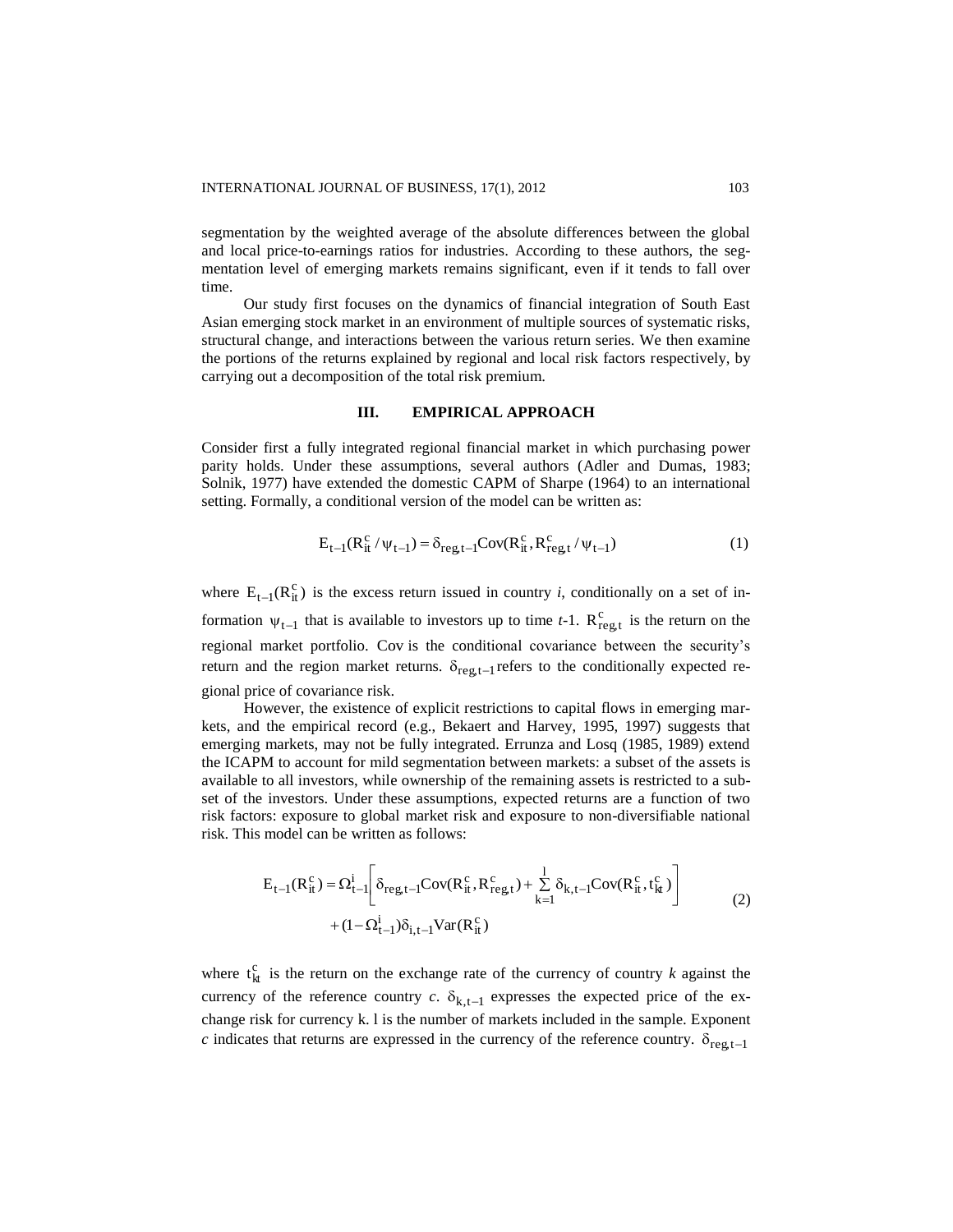segmentation by the weighted average of the absolute differences between the global and local price-to-earnings ratios for industries. According to these authors, the segmentation level of emerging markets remains significant, even if it tends to fall over time.

Our study first focuses on the dynamics of financial integration of South East Asian emerging stock market in an environment of multiple sources of systematic risks, structural change, and interactions between the various return series. We then examine the portions of the returns explained by regional and local risk factors respectively, by carrying out a decomposition of the total risk premium.

## III. EMPIRICAL APPROACH

Consider first a fully integrated regional financial market in which purchasing power parity holds. Under these assumptions, several authors (Adler and Dumas, 1983; Solnik, 1977) have extended the domestic CAPM of Sharpe (1964) to an international setting. Formally, a conditional version of the model can be written as:

$$E_{t-1}(R_{it}^{c} / \psi_{t-1}) = \delta_{reg,t-1}\mathrm{Cov}(R_{it}^{c}, R_{reg,t}^{c} / \psi_{t-1}) \tag{1}$$

where $E_{t-1}(R_{it}^{c})$ is the excess return issued in country *i*, conditionally on a set of information $\psi_{t-1}$ that is available to investors up to time *t*-1. $R_{reg,t}^{c}$ is the return on the regional market portfolio. Cov is the conditional covariance between the security's return and the region market returns. $\delta_{reg,t-1}$ refers to the conditionally expected regional price of covariance risk.

However, the existence of explicit restrictions to capital flows in emerging markets, and the empirical record (e.g., Bekaert and Harvey, 1995, 1997) suggests that emerging markets, may not be fully integrated. Errunza and Losq (1985, 1989) extend the ICAPM to account for mild segmentation between markets: a subset of the assets is available to all investors, while ownership of the remaining assets is restricted to a subset of the investors. Under these assumptions, expected returns are a function of two risk factors: exposure to global market risk and exposure to non-diversifiable national risk. This model can be written as follows:

$$\begin{aligned} E_{t-1}(R_{it}^{c}) = \Omega_{t-1}^{i}\left[\delta_{reg,t-1}\mathrm{Cov}(R_{it}^{c}, R_{reg,t}^{c}) + \sum_{k=1}^{l}\delta_{k,t-1}\mathrm{Cov}(R_{it}^{c}, t_{kt}^{c})\right] \\ + (1-\Omega_{t-1}^{i})\delta_{i,t-1}\mathrm{Var}(R_{it}^{c}) \end{aligned} \tag{2}$$

where $t_{kt}^{c}$ is the return on the exchange rate of the currency of country *k* against the currency of the reference country *c*. $\delta_{k,t-1}$ expresses the expected price of the exchange risk for currency k. l is the number of markets included in the sample. Exponent *c* indicates that returns are expressed in the currency of the reference country. $\delta_{reg,t-1}$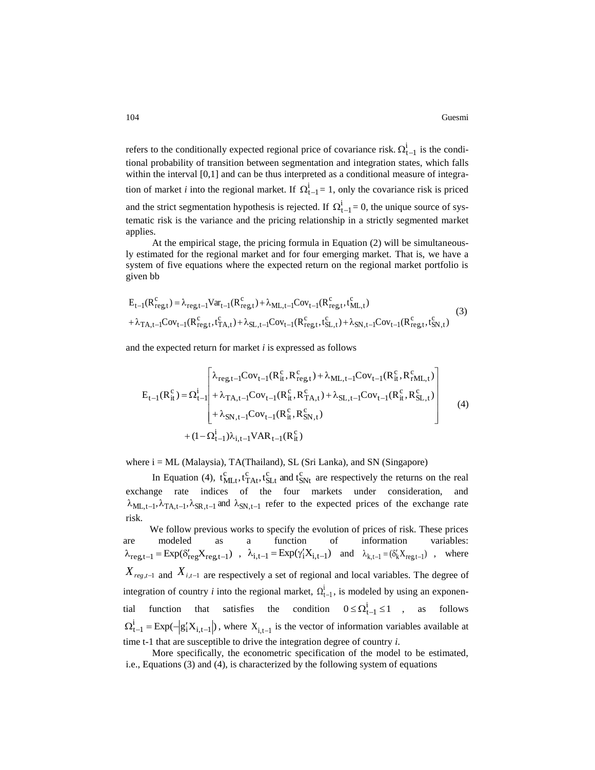refers to the conditionally expected regional price of covariance risk. $\Omega^{i}_{t-1}$ is the conditional probability of transition between segmentation and integration states, which falls within the interval [0,1] and can be thus interpreted as a conditional measure of integration of market *i* into the regional market. If $\Omega^{i}_{t-1} = 1$, only the covariance risk is priced and the strict segmentation hypothesis is rejected. If $\Omega^{i}_{t-1} = 0$, the unique source of systematic risk is the variance and the pricing relationship in a strictly segmented market applies.

At the empirical stage, the pricing formula in Equation (2) will be simultaneously estimated for the regional market and for four emerging market. That is, we have a system of five equations where the expected return on the regional market portfolio is given bb

$$
\begin{aligned}
E_{t-1}(R^{c}_{reg,t}) &= \lambda_{reg,t-1}Var_{t-1}(R^{c}_{reg,t}) + \lambda_{ML,t-1}Cov_{t-1}(R^{c}_{reg,t}, t^{c}_{ML,t}) \\
&+ \lambda_{TA,t-1}Cov_{t-1}(R^{c}_{reg,t}, t^{c}_{TA,t}) + \lambda_{SL,t-1}Cov_{t-1}(R^{c}_{reg,t}, t^{c}_{SL,t}) + \lambda_{SN,t-1}Cov_{t-1}(R^{c}_{reg,t}, t^{c}_{SN,t})
\end{aligned}
\tag{3}
$$

and the expected return for market *i* is expressed as follows

$$
\begin{aligned}
E_{t-1}(R^{c}_{it}) = \Omega^{i}_{t-1} &\begin{bmatrix} \lambda_{reg,t-1}Cov_{t-1}(R^{c}_{it}, R^{c}_{reg,t}) + \lambda_{ML,t-1}Cov_{t-1}(R^{c}_{it}, R^{c}_{rML,t}) \\ + \lambda_{TA,t-1}Cov_{t-1}(R^{c}_{it}, R^{c}_{TA,t}) + \lambda_{SL,t-1}Cov_{t-1}(R^{c}_{it}, R^{c}_{SL,t}) \\ + \lambda_{SN,t-1}Cov_{t-1}(R^{c}_{it}, R^{c}_{SN,t}) \end{bmatrix} \\
&+ (1 - \Omega^{i}_{t-1})\lambda_{i,t-1}VAR_{t-1}(R^{c}_{it})
\end{aligned}
\tag{4}
$$

where i = ML (Malaysia), TA(Thailand), SL (Sri Lanka), and SN (Singapore)

In Equation (4), $t^{c}_{MLt}, t^{c}_{TAt}, t^{c}_{SLt}$ and $t^{c}_{SNt}$ are respectively the returns on the real exchange rate indices of the four markets under consideration, and $\lambda_{ML,t-1}, \lambda_{TA,t-1}, \lambda_{SR,t-1}$ and $\lambda_{SN,t-1}$ refer to the expected prices of the exchange rate risk.

We follow previous works to specify the evolution of prices of risk. These prices are modeled as a function of information variables: $\lambda_{reg,t-1} = Exp(\delta'_{reg}X_{reg,t-1})$ , $\lambda_{i,t-1} = Exp(\gamma'_{i}X_{i,t-1})$ and $\lambda_{k,t-1} = (\delta'_{k}X_{reg,t-1})$ , where $X_{reg,t-1}$ and $X_{i,t-1}$ are respectively a set of regional and local variables. The degree of integration of country *i* into the regional market, $\Omega^{i}_{t-1}$, is modeled by using an exponential function that satisfies the condition $0 \leq \Omega^{i}_{t-1} \leq 1$ , as follows $\Omega^{i}_{t-1} = Exp(-|g'_{i}X_{i,t-1}|)$, where $X_{i,t-1}$ is the vector of information variables available at time t-1 that are susceptible to drive the integration degree of country *i*.

More specifically, the econometric specification of the model to be estimated, i.e., Equations (3) and (4), is characterized by the following system of equations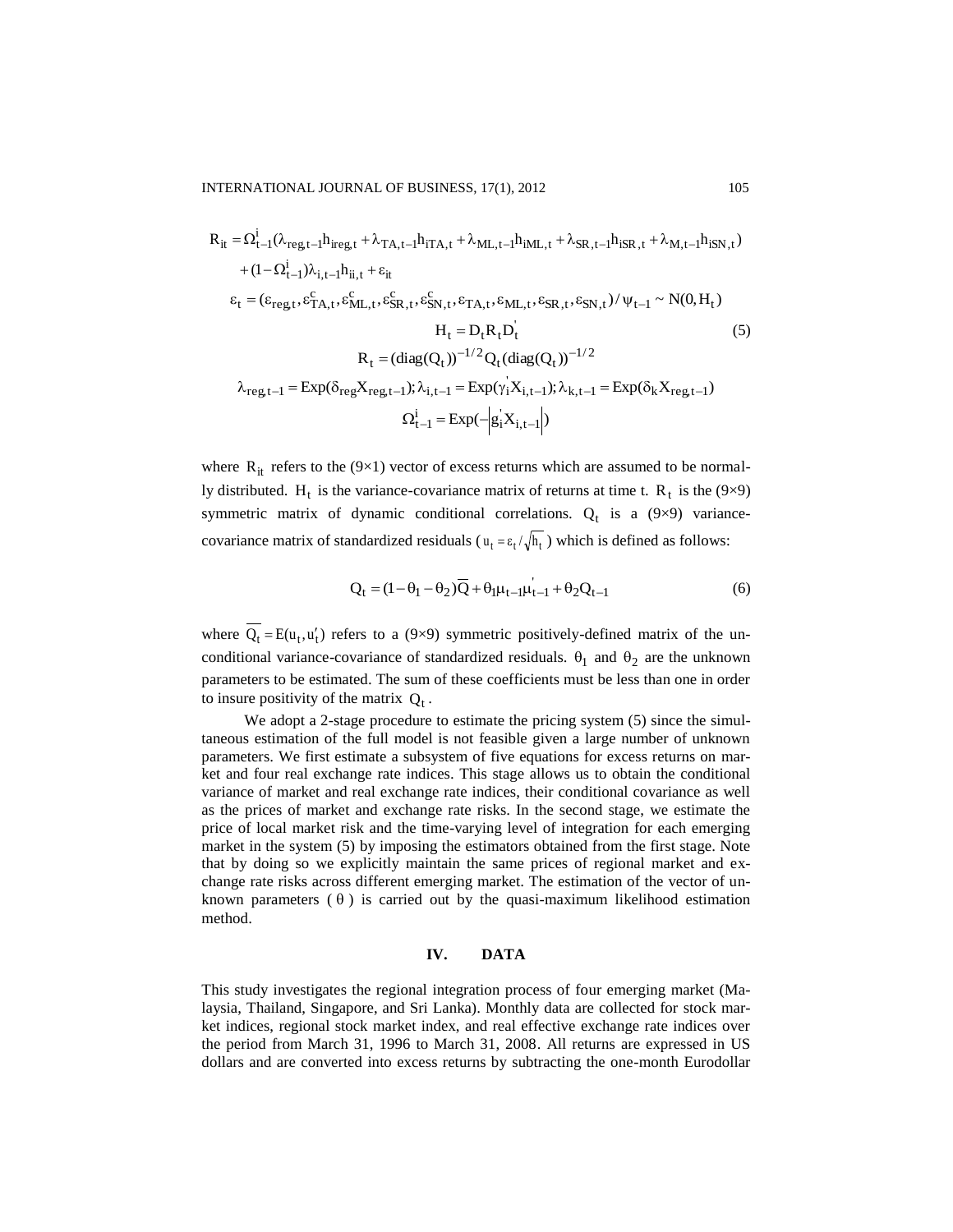$$
\begin{aligned}
R_{it} &= \Omega^{i}_{t-1}(\lambda_{reg,t-1}h_{ireg,t} + \lambda_{TA,t-1}h_{iTA,t} + \lambda_{ML,t-1}h_{iML,t} + \lambda_{SR,t-1}h_{iSR,t} + \lambda_{M,t-1}h_{iSN,t}) \\
&\quad + (1-\Omega^{i}_{t-1})\lambda_{i,t-1}h_{ii,t} + \varepsilon_{it} \\
\varepsilon_t &= (\varepsilon_{reg,t}, \varepsilon^{c}_{TA,t}, \varepsilon^{c}_{ML,t}, \varepsilon^{c}_{SR,t}, \varepsilon^{c}_{SN,t}, \varepsilon_{TA,t}, \varepsilon_{ML,t}, \varepsilon_{SR,t}, \varepsilon_{SN,t}) / \psi_{t-1} \sim N(0, H_t) \\
& \qquad\qquad H_t = D_t R_t D_t^{'} \qquad\qquad (5) \\
& \qquad\qquad R_t = (\text{diag}(Q_t))^{-1/2} Q_t (\text{diag}(Q_t))^{-1/2} \\
\lambda_{reg,t-1} &= \text{Exp}(\delta_{reg} X_{reg,t-1}); \lambda_{i,t-1} = \text{Exp}(\gamma_i^{'} X_{i,t-1}); \lambda_{k,t-1} = \text{Exp}(\delta_k X_{reg,t-1}) \\
& \qquad\qquad \Omega^{i}_{t-1} = \text{Exp}(-\left| g_i^{'} X_{i,t-1} \right|)
\end{aligned}
$$

where $R_{it}$ refers to the (9×1) vector of excess returns which are assumed to be normally distributed. $H_t$ is the variance-covariance matrix of returns at time t. $R_t$ is the (9×9) symmetric matrix of dynamic conditional correlations. $Q_t$ is a (9×9) variance-covariance matrix of standardized residuals ($u_t = \varepsilon_t / \sqrt{h_t}$) which is defined as follows:

$$
Q_t = (1 - \theta_1 - \theta_2)\overline{Q} + \theta_1 \mu_{t-1} \mu_{t-1}^{'} + \theta_2 Q_{t-1} \qquad (6)
$$

where $\overline{Q_t} = E(u_t, u_t')$ refers to a (9×9) symmetric positively-defined matrix of the unconditional variance-covariance of standardized residuals. $\theta_1$ and $\theta_2$ are the unknown parameters to be estimated. The sum of these coefficients must be less than one in order to insure positivity of the matrix $Q_t$.

We adopt a 2-stage procedure to estimate the pricing system (5) since the simultaneous estimation of the full model is not feasible given a large number of unknown parameters. We first estimate a subsystem of five equations for excess returns on market and four real exchange rate indices. This stage allows us to obtain the conditional variance of market and real exchange rate indices, their conditional covariance as well as the prices of market and exchange rate risks. In the second stage, we estimate the price of local market risk and the time-varying level of integration for each emerging market in the system (5) by imposing the estimators obtained from the first stage. Note that by doing so we explicitly maintain the same prices of regional market and exchange rate risks across different emerging market. The estimation of the vector of unknown parameters ($\theta$) is carried out by the quasi-maximum likelihood estimation method.

## IV. DATA

This study investigates the regional integration process of four emerging market (Malaysia, Thailand, Singapore, and Sri Lanka). Monthly data are collected for stock market indices, regional stock market index, and real effective exchange rate indices over the period from March 31, 1996 to March 31, 2008. All returns are expressed in US dollars and are converted into excess returns by subtracting the one-month Eurodollar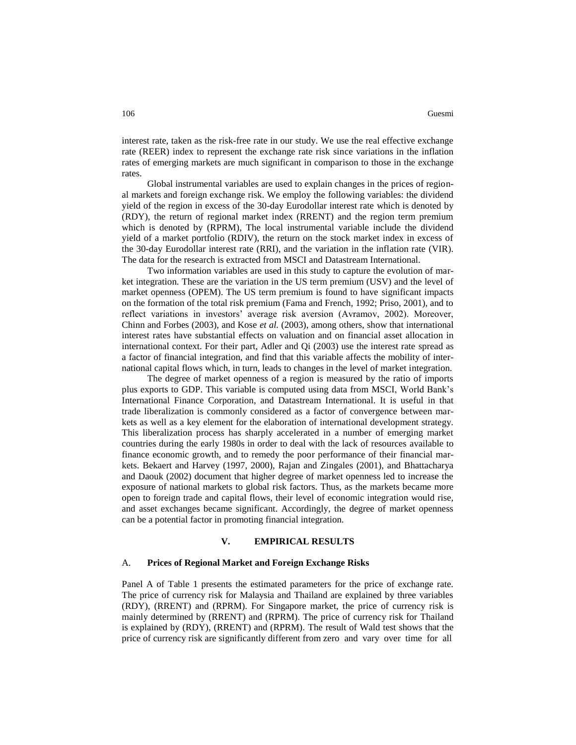interest rate, taken as the risk-free rate in our study. We use the real effective exchange rate (REER) index to represent the exchange rate risk since variations in the inflation rates of emerging markets are much significant in comparison to those in the exchange rates.

Global instrumental variables are used to explain changes in the prices of regional markets and foreign exchange risk. We employ the following variables: the dividend yield of the region in excess of the 30-day Eurodollar interest rate which is denoted by (RDY), the return of regional market index (RRENT) and the region term premium which is denoted by (RPRM), The local instrumental variable include the dividend yield of a market portfolio (RDIV), the return on the stock market index in excess of the 30-day Eurodollar interest rate (RRI), and the variation in the inflation rate (VIR). The data for the research is extracted from MSCI and Datastream International.

Two information variables are used in this study to capture the evolution of market integration. These are the variation in the US term premium (USV) and the level of market openness (OPEM). The US term premium is found to have significant impacts on the formation of the total risk premium (Fama and French, 1992; Priso, 2001), and to reflect variations in investors' average risk aversion (Avramov, 2002). Moreover, Chinn and Forbes (2003), and Kose *et al.* (2003), among others, show that international interest rates have substantial effects on valuation and on financial asset allocation in international context. For their part, Adler and Qi (2003) use the interest rate spread as a factor of financial integration, and find that this variable affects the mobility of international capital flows which, in turn, leads to changes in the level of market integration.

The degree of market openness of a region is measured by the ratio of imports plus exports to GDP. This variable is computed using data from MSCI, World Bank's International Finance Corporation, and Datastream International. It is useful in that trade liberalization is commonly considered as a factor of convergence between markets as well as a key element for the elaboration of international development strategy. This liberalization process has sharply accelerated in a number of emerging market countries during the early 1980s in order to deal with the lack of resources available to finance economic growth, and to remedy the poor performance of their financial markets. Bekaert and Harvey (1997, 2000), Rajan and Zingales (2001), and Bhattacharya and Daouk (2002) document that higher degree of market openness led to increase the exposure of national markets to global risk factors. Thus, as the markets became more open to foreign trade and capital flows, their level of economic integration would rise, and asset exchanges became significant. Accordingly, the degree of market openness can be a potential factor in promoting financial integration.

## V. EMPIRICAL RESULTS

### A. Prices of Regional Market and Foreign Exchange Risks

Panel A of Table 1 presents the estimated parameters for the price of exchange rate. The price of currency risk for Malaysia and Thailand are explained by three variables (RDY), (RRENT) and (RPRM). For Singapore market, the price of currency risk is mainly determined by (RRENT) and (RPRM). The price of currency risk for Thailand is explained by (RDY), (RRENT) and (RPRM). The result of Wald test shows that the price of currency risk are significantly different from zero and vary over time for all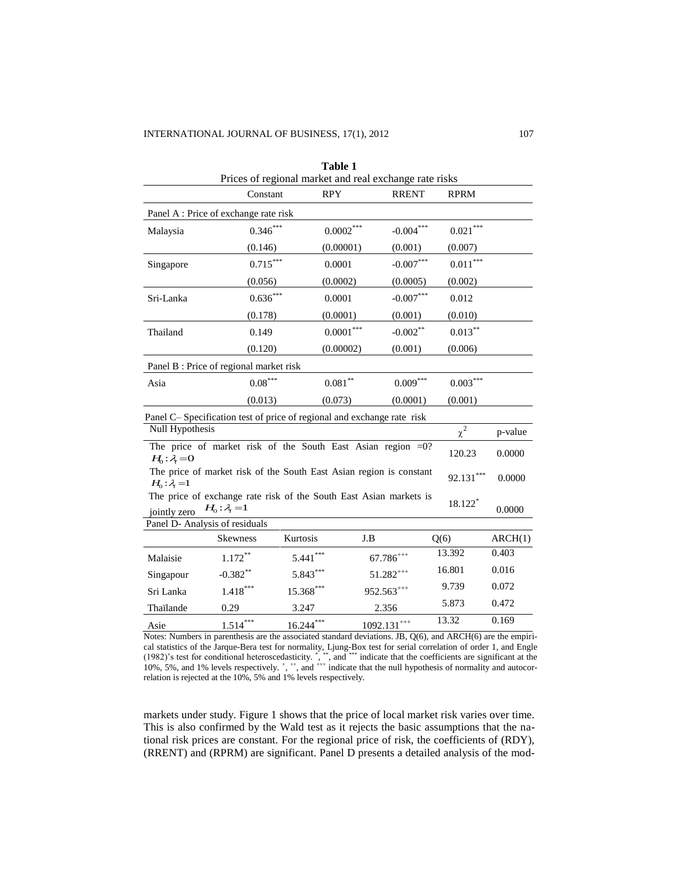**Table 1**

Prices of regional market and real exchange rate risks

| | Constant | RPY | RRENT | RPRM |
|---|---|---|---|---|
| Panel A : Price of exchange rate risk | | | | |
| Malaysia | $0.346^{***}$ | $0.0002^{***}$ | $-0.004^{***}$ | $0.021^{***}$ |
| | (0.146) | (0.00001) | (0.001) | (0.007) |
| Singapore | $0.715^{***}$ | 0.0001 | $-0.007^{***}$ | $0.011^{***}$ |
| | (0.056) | (0.0002) | (0.0005) | (0.002) |
| Sri-Lanka | $0.636^{***}$ | 0.0001 | $-0.007^{***}$ | 0.012 |
| | (0.178) | (0.0001) | (0.001) | (0.010) |
| Thailand | 0.149 | $0.0001^{***}$ | $-0.002^{**}$ | $0.013^{**}$ |
| | (0.120) | (0.00002) | (0.001) | (0.006) |
| Panel B : Price of regional market risk | | | | |
| Asia | $0.08^{***}$ | $0.081^{**}$ | $0.009^{***}$ | $0.003^{***}$ |
| | (0.013) | (0.073) | (0.0001) | (0.001) |

Panel C– Specification test of price of regional and exchange rate risk

| Null Hypothesis | $\chi^2$ | p-value |
|---|---|---|
| The price of market risk of the South East Asian region =0? $H_0 : \lambda_t = 0$ | 120.23 | 0.0000 |
| The price of market risk of the South East Asian region is constant $H_0 : \lambda_t = 1$ | $92.131^{***}$ | 0.0000 |
| The price of exchange rate risk of the South East Asian markets is jointly zero $H_0 : \lambda_t = 1$ | $18.122^{*}$ | 0.0000 |

Panel D- Analysis of residuals

| | Skewness | Kurtosis | J.B | Q(6) | ARCH(1) |
|---|---|---|---|---|---|
| Malaisie | $1.172^{**}$ | $5.441^{***}$ | $67.786^{+++}$ | 13.392 | 0.403 |
| Singapour | $-0.382^{**}$ | $5.843^{***}$ | $51.282^{+++}$ | 16.801 | 0.016 |
| Sri Lanka | $1.418^{***}$ | $15.368^{***}$ | $952.563^{+++}$ | 9.739 | 0.072 |
| Thaïlande | 0.29 | 3.247 | 2.356 | 5.873 | 0.472 |
| Asie | $1.514^{***}$ | $16.244^{***}$ | $1092.131^{+++}$ | 13.32 | 0.169 |

Notes: Numbers in parenthesis are the associated standard deviations. JB, Q(6), and ARCH(6) are the empirical statistics of the Jarque-Bera test for normality, Ljung-Box test for serial correlation of order 1, and Engle (1982)'s test for conditional heteroscedasticity. *, **, and *** indicate that the coefficients are significant at the 10%, 5%, and 1% levels respectively. +, ++, and +++ indicate that the null hypothesis of normality and autocorrelation is rejected at the 10%, 5% and 1% levels respectively.

markets under study. Figure 1 shows that the price of local market risk varies over time. This is also confirmed by the Wald test as it rejects the basic assumptions that the national risk prices are constant. For the regional price of risk, the coefficients of (RDY), (RRENT) and (RPRM) are significant. Panel D presents a detailed analysis of the mod-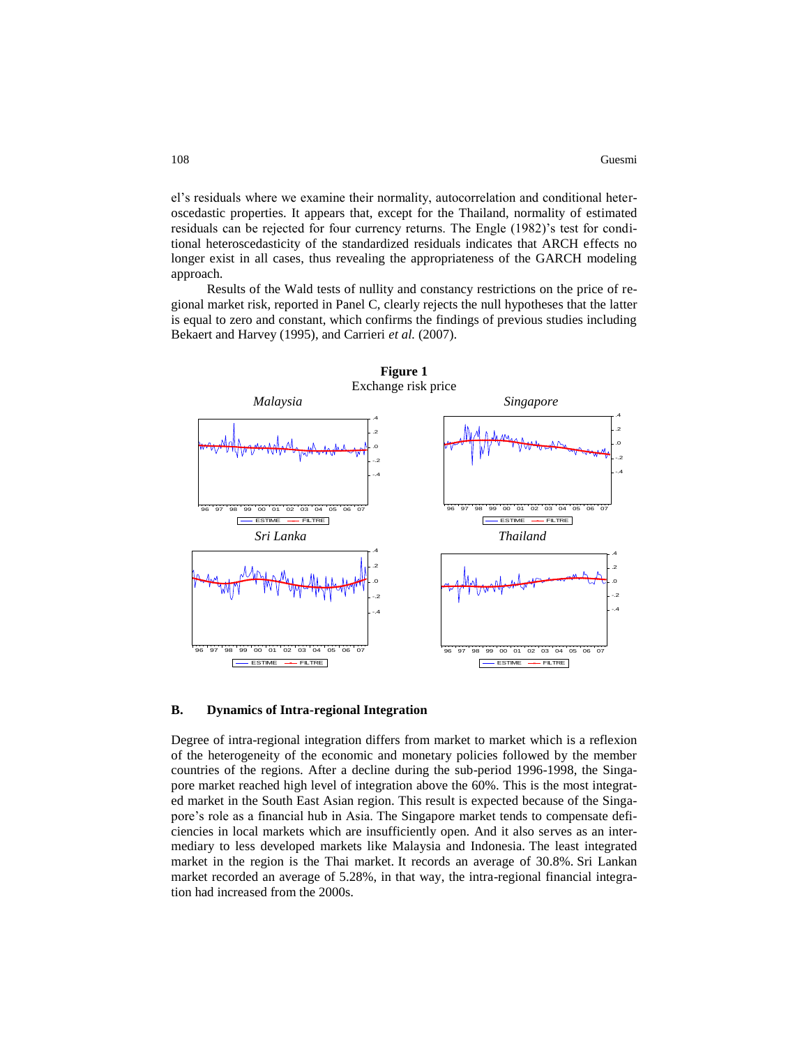el's residuals where we examine their normality, autocorrelation and conditional heteroscedastic properties. It appears that, except for the Thailand, normality of estimated residuals can be rejected for four currency returns. The Engle (1982)'s test for conditional heteroscedasticity of the standardized residuals indicates that ARCH effects no longer exist in all cases, thus revealing the appropriateness of the GARCH modeling approach.

Results of the Wald tests of nullity and constancy restrictions on the price of regional market risk, reported in Panel C, clearly rejects the null hypotheses that the latter is equal to zero and constant, which confirms the findings of previous studies including Bekaert and Harvey (1995), and Carrieri *et al.* (2007).

**Figure 1**
Exchange risk price

*Malaysia* *Singapore* *Sri Lanka* *Thailand*

### B. Dynamics of Intra-regional Integration

Degree of intra-regional integration differs from market to market which is a reflexion of the heterogeneity of the economic and monetary policies followed by the member countries of the regions. After a decline during the sub-period 1996-1998, the Singapore market reached high level of integration above the 60%. This is the most integrated market in the South East Asian region. This result is expected because of the Singapore's role as a financial hub in Asia. The Singapore market tends to compensate deficiencies in local markets which are insufficiently open. And it also serves as an intermediary to less developed markets like Malaysia and Indonesia. The least integrated market in the region is the Thai market. It records an average of 30.8%. Sri Lankan market recorded an average of 5.28%, in that way, the intra-regional financial integration had increased from the 2000s.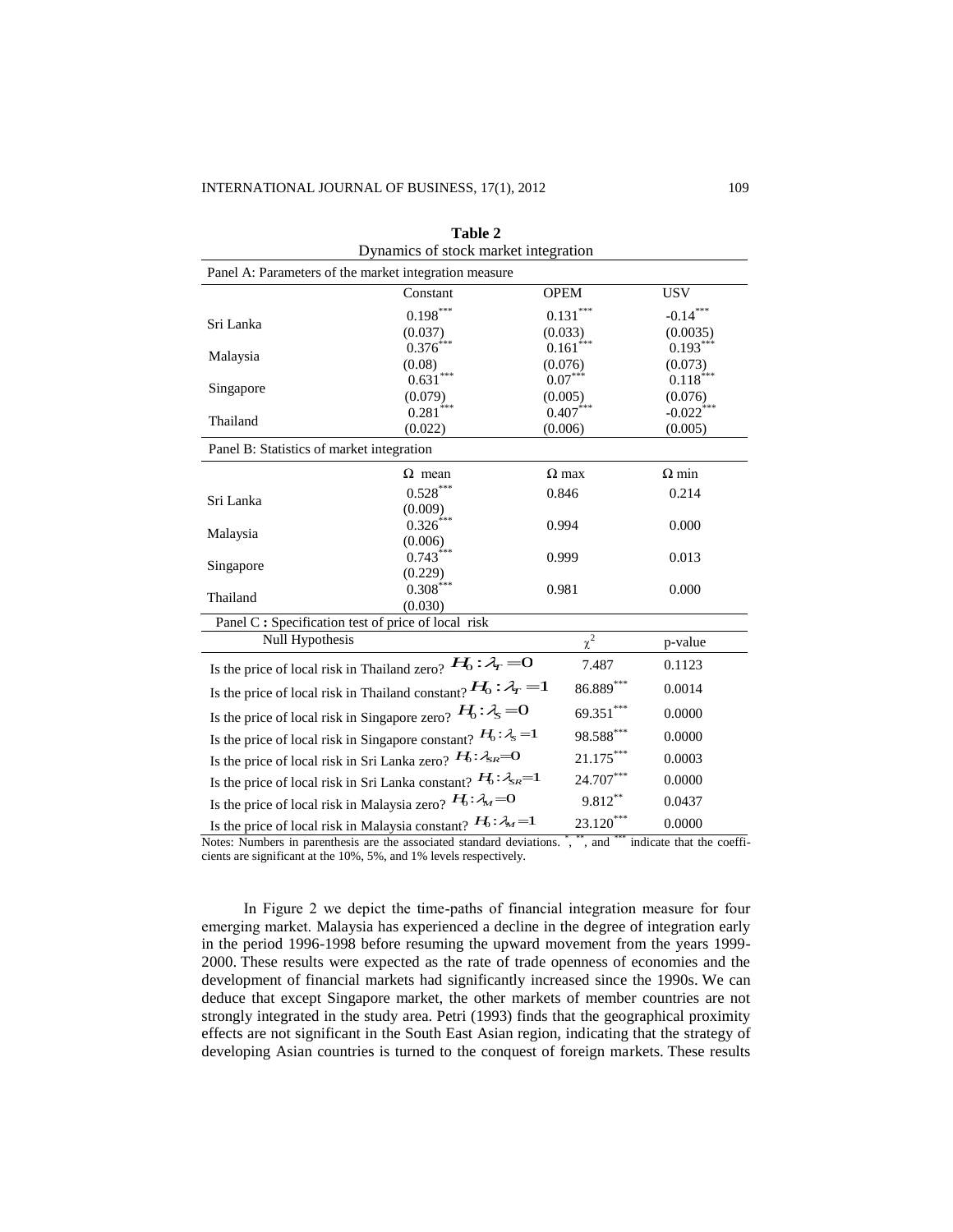**Table 2**
Dynamics of stock market integration

| Panel A: Parameters of the market integration measure | | | |
|---|---|---|---|
| | Constant | OPEM | USV |
| Sri Lanka | 0.198*** | 0.131*** | -0.14*** |
| | (0.037) | (0.033) | (0.0035) |
| Malaysia | 0.376*** | 0.161*** | 0.193*** |
| | (0.08) | (0.076) | (0.073) |
| Singapore | 0.631*** | 0.07*** | 0.118*** |
| | (0.079) | (0.005) | (0.076) |
| Thailand | 0.281*** | 0.407*** | -0.022*** |
| | (0.022) | (0.006) | (0.005) |
| **Panel B: Statistics of market integration** | | | |
| | $\Omega$ mean | $\Omega$ max | $\Omega$ min |
| Sri Lanka | 0.528*** | 0.846 | 0.214 |
| | (0.009) | | |
| Malaysia | 0.326*** | 0.994 | 0.000 |
| | (0.006) | | |
| Singapore | 0.743*** | 0.999 | 0.013 |
| | (0.229) | | |
| Thailand | 0.308*** | 0.981 | 0.000 |
| | (0.030) | | |
| **Panel C : Specification test of price of local risk** | | | |
| Null Hypothesis | | $\chi^2$ | p-value |
| Is the price of local risk in Thailand zero? $H_0 : \lambda_T = 0$ | | 7.487 | 0.1123 |
| Is the price of local risk in Thailand constant? $H_0 : \lambda_T = 1$ | | 86.889*** | 0.0014 |
| Is the price of local risk in Singapore zero? $H_0 : \lambda_S = 0$ | | 69.351*** | 0.0000 |
| Is the price of local risk in Singapore constant? $H_0 : \lambda_S = 1$ | | 98.588*** | 0.0000 |
| Is the price of local risk in Sri Lanka zero? $H_0 : \lambda_{SR} = 0$ | | 21.175*** | 0.0003 |
| Is the price of local risk in Sri Lanka constant? $H_0 : \lambda_{SR} = 1$ | | 24.707*** | 0.0000 |
| Is the price of local risk in Malaysia zero? $H_0 : \lambda_M = 0$ | | 9.812** | 0.0437 |
| Is the price of local risk in Malaysia constant? $H_0 : \lambda_M = 1$ | | 23.120*** | 0.0000 |

Notes: Numbers in parenthesis are the associated standard deviations. *, **, and *** indicate that the coefficients are significant at the 10%, 5%, and 1% levels respectively.

In Figure 2 we depict the time-paths of financial integration measure for four emerging market. Malaysia has experienced a decline in the degree of integration early in the period 1996-1998 before resuming the upward movement from the years 1999-2000. These results were expected as the rate of trade openness of economies and the development of financial markets had significantly increased since the 1990s. We can deduce that except Singapore market, the other markets of member countries are not strongly integrated in the study area. Petri (1993) finds that the geographical proximity effects are not significant in the South East Asian region, indicating that the strategy of developing Asian countries is turned to the conquest of foreign markets. These results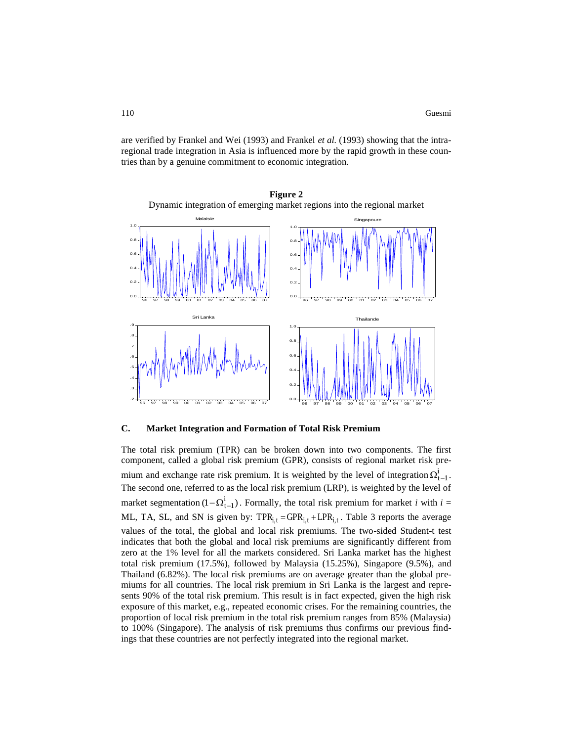are verified by Frankel and Wei (1993) and Frankel *et al.* (1993) showing that the intra-regional trade integration in Asia is influenced more by the rapid growth in these countries than by a genuine commitment to economic integration.

**Figure 2**
Dynamic integration of emerging market regions into the regional market

### C. Market Integration and Formation of Total Risk Premium

The total risk premium (TPR) can be broken down into two components. The first component, called a global risk premium (GPR), consists of regional market risk premium and exchange rate risk premium. It is weighted by the level of integration $\Omega_{t-1}^{i}$. The second one, referred to as the local risk premium (LRP), is weighted by the level of market segmentation $(1-\Omega_{t-1}^{i})$. Formally, the total risk premium for market *i* with *i* = ML, TA, SL, and SN is given by: $TPR_{i,t} = GPR_{i,t} + LPR_{i,t}$. Table 3 reports the average values of the total, the global and local risk premiums. The two-sided Student-t test indicates that both the global and local risk premiums are significantly different from zero at the 1% level for all the markets considered. Sri Lanka market has the highest total risk premium (17.5%), followed by Malaysia (15.25%), Singapore (9.5%), and Thailand (6.82%). The local risk premiums are on average greater than the global premiums for all countries. The local risk premium in Sri Lanka is the largest and represents 90% of the total risk premium. This result is in fact expected, given the high risk exposure of this market, e.g., repeated economic crises. For the remaining countries, the proportion of local risk premium in the total risk premium ranges from 85% (Malaysia) to 100% (Singapore). The analysis of risk premiums thus confirms our previous findings that these countries are not perfectly integrated into the regional market.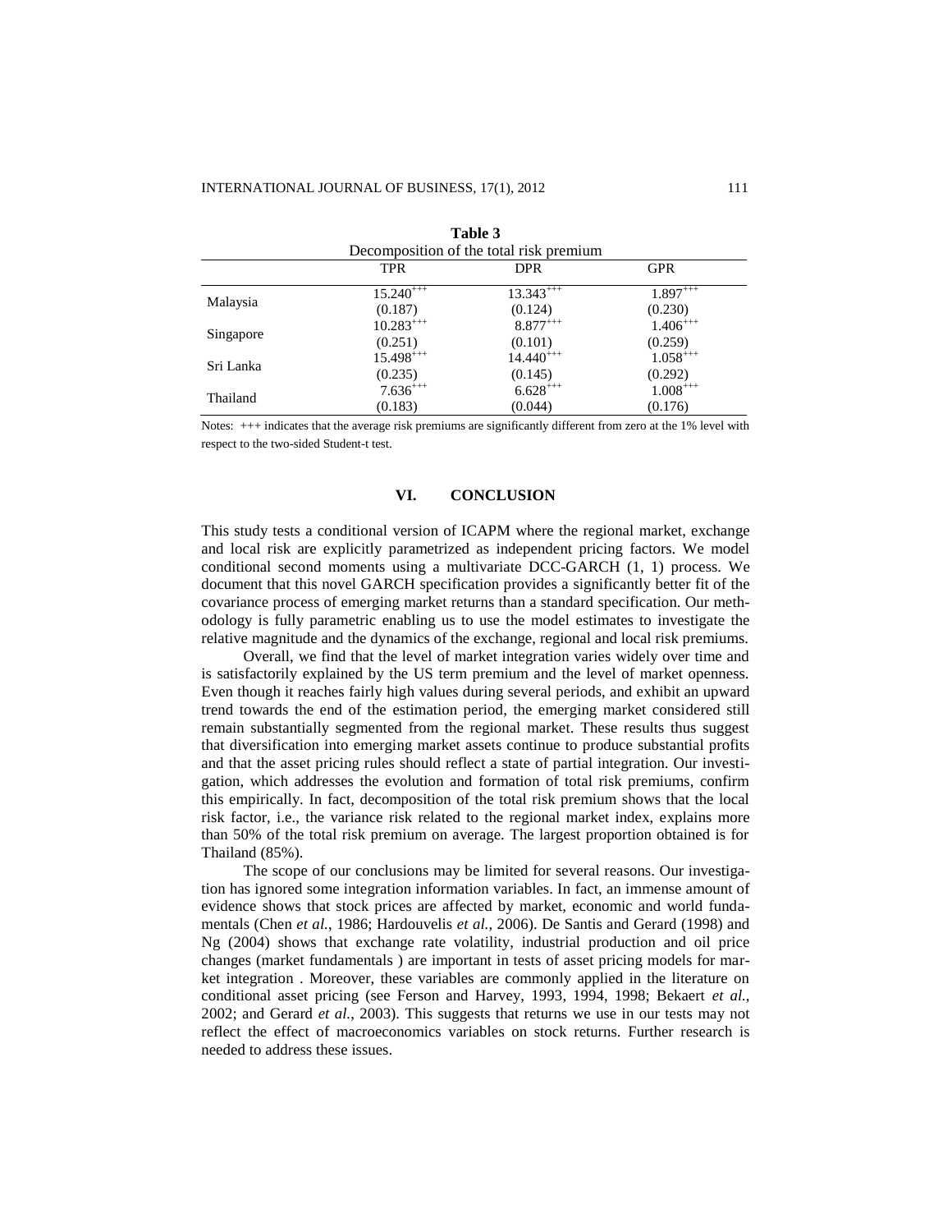**Table 3**

Decomposition of the total risk premium

| | TPR | DPR | GPR |
|---|---|---|---|
| Malaysia | 15.240$^{+++}$ | 13.343$^{+++}$ | 1.897$^{+++}$ |
| | (0.187) | (0.124) | (0.230) |
| Singapore | 10.283$^{+++}$ | 8.877$^{+++}$ | 1.406$^{+++}$ |
| | (0.251) | (0.101) | (0.259) |
| Sri Lanka | 15.498$^{+++}$ | 14.440$^{+++}$ | 1.058$^{+++}$ |
| | (0.235) | (0.145) | (0.292) |
| Thailand | 7.636$^{+++}$ | 6.628$^{+++}$ | 1.008$^{+++}$ |
| | (0.183) | (0.044) | (0.176) |

Notes: +++ indicates that the average risk premiums are significantly different from zero at the 1% level with respect to the two-sided Student-t test.

## VI. CONCLUSION

This study tests a conditional version of ICAPM where the regional market, exchange and local risk are explicitly parametrized as independent pricing factors. We model conditional second moments using a multivariate DCC-GARCH (1, 1) process. We document that this novel GARCH specification provides a significantly better fit of the covariance process of emerging market returns than a standard specification. Our methodology is fully parametric enabling us to use the model estimates to investigate the relative magnitude and the dynamics of the exchange, regional and local risk premiums.

Overall, we find that the level of market integration varies widely over time and is satisfactorily explained by the US term premium and the level of market openness. Even though it reaches fairly high values during several periods, and exhibit an upward trend towards the end of the estimation period, the emerging market considered still remain substantially segmented from the regional market. These results thus suggest that diversification into emerging market assets continue to produce substantial profits and that the asset pricing rules should reflect a state of partial integration. Our investigation, which addresses the evolution and formation of total risk premiums, confirm this empirically. In fact, decomposition of the total risk premium shows that the local risk factor, i.e., the variance risk related to the regional market index, explains more than 50% of the total risk premium on average. The largest proportion obtained is for Thailand (85%).

The scope of our conclusions may be limited for several reasons. Our investigation has ignored some integration information variables. In fact, an immense amount of evidence shows that stock prices are affected by market, economic and world fundamentals (Chen *et al.*, 1986; Hardouvelis *et al.*, 2006). De Santis and Gerard (1998) and Ng (2004) shows that exchange rate volatility, industrial production and oil price changes (market fundamentals ) are important in tests of asset pricing models for market integration . Moreover, these variables are commonly applied in the literature on conditional asset pricing (see Ferson and Harvey, 1993, 1994, 1998; Bekaert *et al.*, 2002; and Gerard *et al.*, 2003). This suggests that returns we use in our tests may not reflect the effect of macroeconomics variables on stock returns. Further research is needed to address these issues.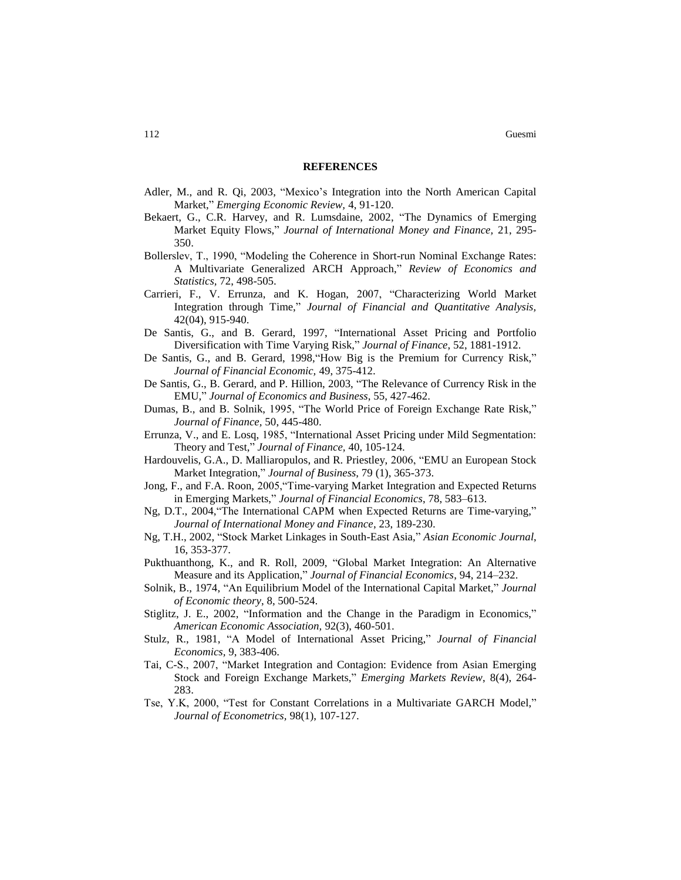## REFERENCES

Adler, M., and R. Qi, 2003, “Mexico’s Integration into the North American Capital Market,” *Emerging Economic Review,* 4, 91-120.

Bekaert, G., C.R. Harvey, and R. Lumsdaine, 2002, “The Dynamics of Emerging Market Equity Flows,” *Journal of International Money and Finance,* 21, 295-350.

Bollerslev, T., 1990, “Modeling the Coherence in Short-run Nominal Exchange Rates: A Multivariate Generalized ARCH Approach,” *Review of Economics and Statistics,* 72, 498-505.

Carrieri, F., V. Errunza, and K. Hogan, 2007, “Characterizing World Market Integration through Time,” *Journal of Financial and Quantitative Analysis,* 42(04), 915-940.

De Santis, G., and B. Gerard, 1997, “International Asset Pricing and Portfolio Diversification with Time Varying Risk,” *Journal of Finance,* 52, 1881-1912.

De Santis, G., and B. Gerard, 1998,“How Big is the Premium for Currency Risk,” *Journal of Financial Economic,* 49, 375-412.

De Santis, G., B. Gerard, and P. Hillion, 2003, “The Relevance of Currency Risk in the EMU,” *Journal of Economics and Business*, 55, 427-462.

Dumas, B., and B. Solnik, 1995, “The World Price of Foreign Exchange Rate Risk,” *Journal of Finance,* 50, 445-480.

Errunza, V., and E. Losq, 1985, “International Asset Pricing under Mild Segmentation: Theory and Test,” *Journal of Finance,* 40, 105-124.

Hardouvelis, G.A., D. Malliaropulos, and R. Priestley, 2006, “EMU an European Stock Market Integration,” *Journal of Business*, 79 (1), 365-373.

Jong, F., and F.A. Roon, 2005,“Time-varying Market Integration and Expected Returns in Emerging Markets,” *Journal of Financial Economics*, 78, 583–613.

Ng, D.T., 2004,“The International CAPM when Expected Returns are Time-varying,” *Journal of International Money and Finance*, 23, 189-230.

Ng, T.H., 2002, “Stock Market Linkages in South-East Asia,” *Asian Economic Journal*, 16, 353-377.

Pukthuanthong, K., and R. Roll, 2009, “Global Market Integration: An Alternative Measure and its Application,” *Journal of Financial Economics*, 94, 214–232.

Solnik, B., 1974, “An Equilibrium Model of the International Capital Market,” *Journal of Economic theory*, 8, 500-524.

Stiglitz, J. E., 2002, “Information and the Change in the Paradigm in Economics,” *American Economic Association,* 92(3), 460-501.

Stulz, R., 1981, “A Model of International Asset Pricing,” *Journal of Financial Economics*, 9, 383-406.

Tai, C-S., 2007, “Market Integration and Contagion: Evidence from Asian Emerging Stock and Foreign Exchange Markets,” *Emerging Markets Review*, 8(4), 264-283.

Tse, Y.K, 2000, “Test for Constant Correlations in a Multivariate GARCH Model,” *Journal of Econometrics*, 98(1), 107-127.